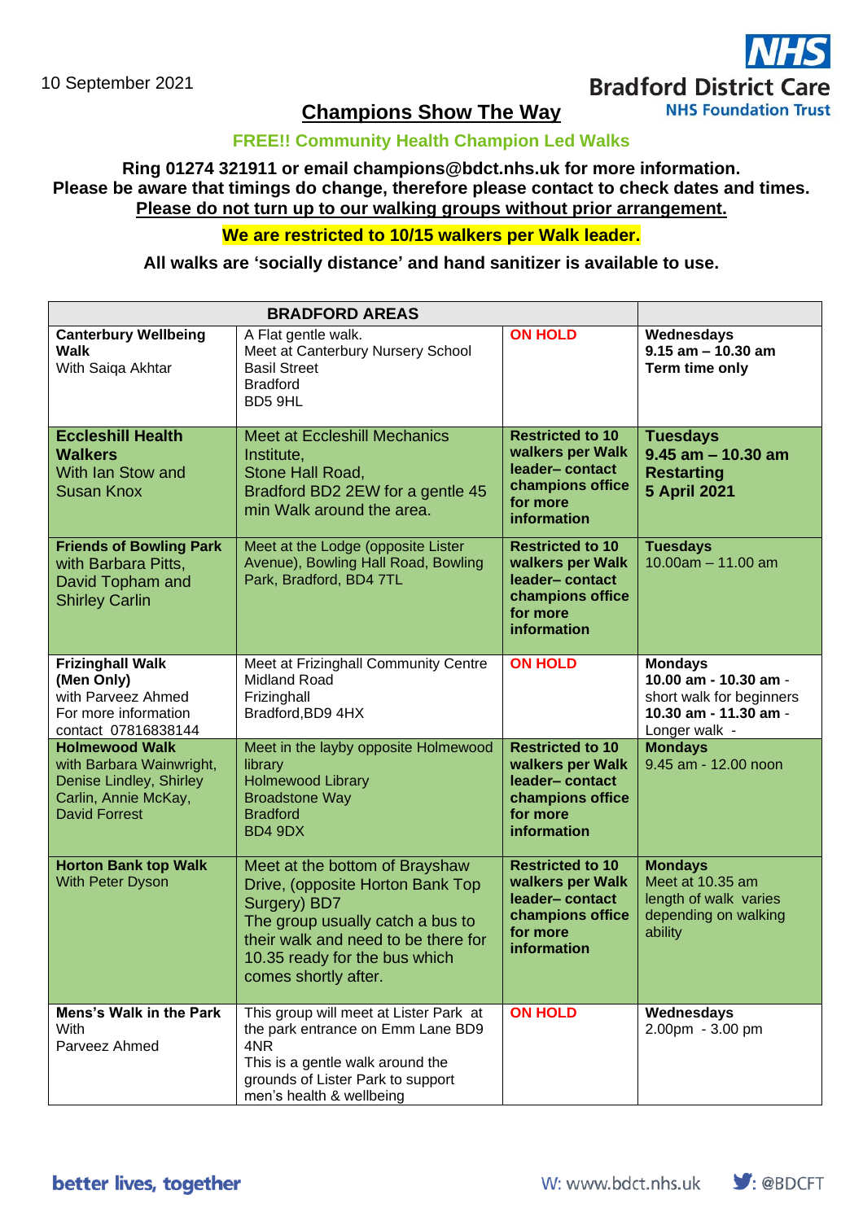10 September 2021

NHS Bradford District Care NHS Foundation Trust

# Champions Show The Way

**FREE!! Community Health Champion Led Walks**

**Ring 01274 321911 or email champions@bdct.nhs.uk for more information.**
**Please be aware that timings do change, therefore please contact to check dates and times.**
**Please do not turn up to our walking groups without prior arrangement.**

**We are restricted to 10/15 walkers per Walk leader.**

**All walks are 'socially distance' and hand sanitizer is available to use.**

| BRADFORD AREAS | | | |
|---|---|---|---|
| **Canterbury Wellbeing Walk** With Saiqa Akhtar | A Flat gentle walk. Meet at Canterbury Nursery School Basil Street Bradford BD5 9HL | **ON HOLD** | **Wednesdays 9.15 am – 10.30 am Term time only** |
| **Eccleshill Health Walkers** With Ian Stow and Susan Knox | Meet at Eccleshill Mechanics Institute, Stone Hall Road, Bradford BD2 2EW for a gentle 45 min Walk around the area. | **Restricted to 10 walkers per Walk leader– contact champions office for more information** | **Tuesdays 9.45 am – 10.30 am Restarting 5 April 2021** |
| **Friends of Bowling Park** with Barbara Pitts, David Topham and Shirley Carlin | Meet at the Lodge (opposite Lister Avenue), Bowling Hall Road, Bowling Park, Bradford, BD4 7TL | **Restricted to 10 walkers per Walk leader– contact champions office for more information** | **Tuesdays** 10.00am – 11.00 am |
| **Frizinghall Walk (Men Only)** with Parveez Ahmed For more information contact 07816838144 | Meet at Frizinghall Community Centre Midland Road Frizinghall Bradford,BD9 4HX | **ON HOLD** | **Mondays 10.00 am - 10.30 am** - short walk for beginners **10.30 am - 11.30 am** - Longer walk - |
| **Holmewood Walk** with Barbara Wainwright, Denise Lindley, Shirley Carlin, Annie McKay, David Forrest | Meet in the layby opposite Holmewood library Holmewood Library Broadstone Way Bradford BD4 9DX | **Restricted to 10 walkers per Walk leader– contact champions office for more information** | **Mondays** 9.45 am - 12.00 noon |
| **Horton Bank top Walk** With Peter Dyson | Meet at the bottom of Brayshaw Drive, (opposite Horton Bank Top Surgery) BD7 The group usually catch a bus to their walk and need to be there for 10.35 ready for the bus which comes shortly after. | **Restricted to 10 walkers per Walk leader– contact champions office for more information** | **Mondays** Meet at 10.35 am length of walk varies depending on walking ability |
| **Mens's Walk in the Park** With Parveez Ahmed | This group will meet at Lister Park at the park entrance on Emm Lane BD9 4NR This is a gentle walk around the grounds of Lister Park to support men's health & wellbeing | **ON HOLD** | **Wednesdays** 2.00pm - 3.00 pm |

better lives, together

W: www.bdct.nhs.uk @BDCFT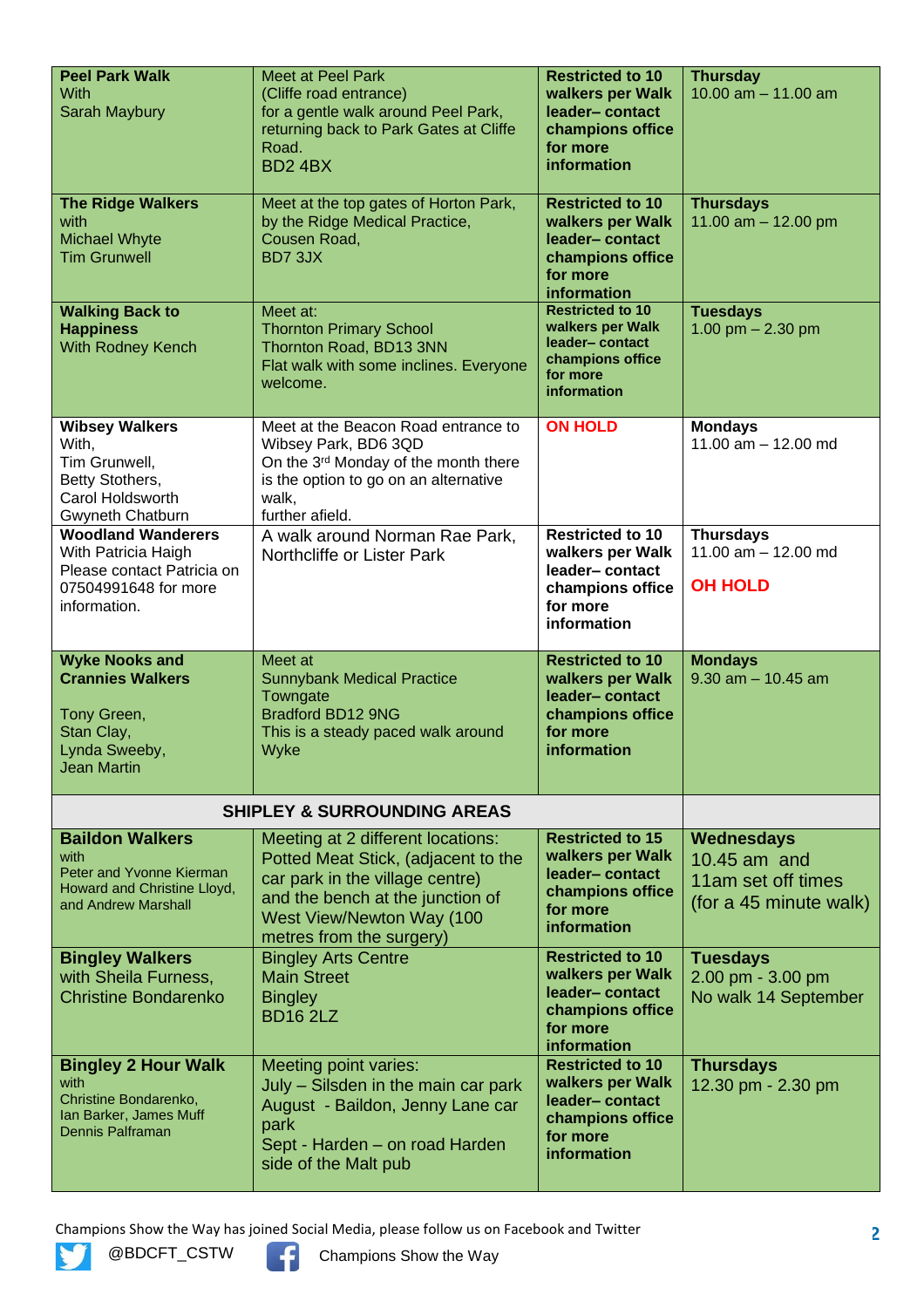| | | | |
|---|---|---|---|
| **Peel Park Walk** With Sarah Maybury | Meet at Peel Park (Cliffe road entrance) for a gentle walk around Peel Park, returning back to Park Gates at Cliffe Road. BD2 4BX | **Restricted to 10 walkers per Walk leader– contact champions office for more information** | **Thursday** 10.00 am – 11.00 am |
| **The Ridge Walkers** with Michael Whyte Tim Grunwell | Meet at the top gates of Horton Park, by the Ridge Medical Practice, Cousen Road, BD7 3JX | **Restricted to 10 walkers per Walk leader– contact champions office for more information** | **Thursdays** 11.00 am – 12.00 pm |
| **Walking Back to Happiness** With Rodney Kench | Meet at: Thornton Primary School Thornton Road, BD13 3NN Flat walk with some inclines. Everyone welcome. | **Restricted to 10 walkers per Walk leader– contact champions office for more information** | **Tuesdays** 1.00 pm – 2.30 pm |
| **Wibsey Walkers** With, Tim Grunwell, Betty Stothers, Carol Holdsworth Gwyneth Chatburn | Meet at the Beacon Road entrance to Wibsey Park, BD6 3QD On the 3rd Monday of the month there is the option to go on an alternative walk, further afield. | **ON HOLD** | **Mondays** 11.00 am – 12.00 md |
| **Woodland Wanderers** With Patricia Haigh Please contact Patricia on 07504991648 for more information. | A walk around Norman Rae Park, Northcliffe or Lister Park | **Restricted to 10 walkers per Walk leader– contact champions office for more information** | **Thursdays** 11.00 am – 12.00 md **OH HOLD** |
| **Wyke Nooks and Crannies Walkers** Tony Green, Stan Clay, Lynda Sweeby, Jean Martin | Meet at Sunnybank Medical Practice Towngate Bradford BD12 9NG This is a steady paced walk around Wyke | **Restricted to 10 walkers per Walk leader– contact champions office for more information** | **Mondays** 9.30 am – 10.45 am |
| **SHIPLEY & SURROUNDING AREAS** | | | |
| **Baildon Walkers** with Peter and Yvonne Kierman Howard and Christine Lloyd, and Andrew Marshall | Meeting at 2 different locations: Potted Meat Stick, (adjacent to the car park in the village centre) and the bench at the junction of West View/Newton Way (100 metres from the surgery) | **Restricted to 15 walkers per Walk leader– contact champions office for more information** | **Wednesdays** 10.45 am and 11am set off times (for a 45 minute walk) |
| **Bingley Walkers** with Sheila Furness, Christine Bondarenko | Bingley Arts Centre Main Street Bingley BD16 2LZ | **Restricted to 10 walkers per Walk leader– contact champions office for more information** | **Tuesdays** 2.00 pm - 3.00 pm No walk 14 September |
| **Bingley 2 Hour Walk** with Christine Bondarenko, Ian Barker, James Muff Dennis Palframan | Meeting point varies: July – Silsden in the main car park August - Baildon, Jenny Lane car park Sept - Harden – on road Harden side of the Malt pub | **Restricted to 10 walkers per Walk leader– contact champions office for more information** | **Thursdays** 12.30 pm - 2.30 pm |

Champions Show the Way has joined Social Media, please follow us on Facebook and Twitter

@BDCFT_CSTW Champions Show the Way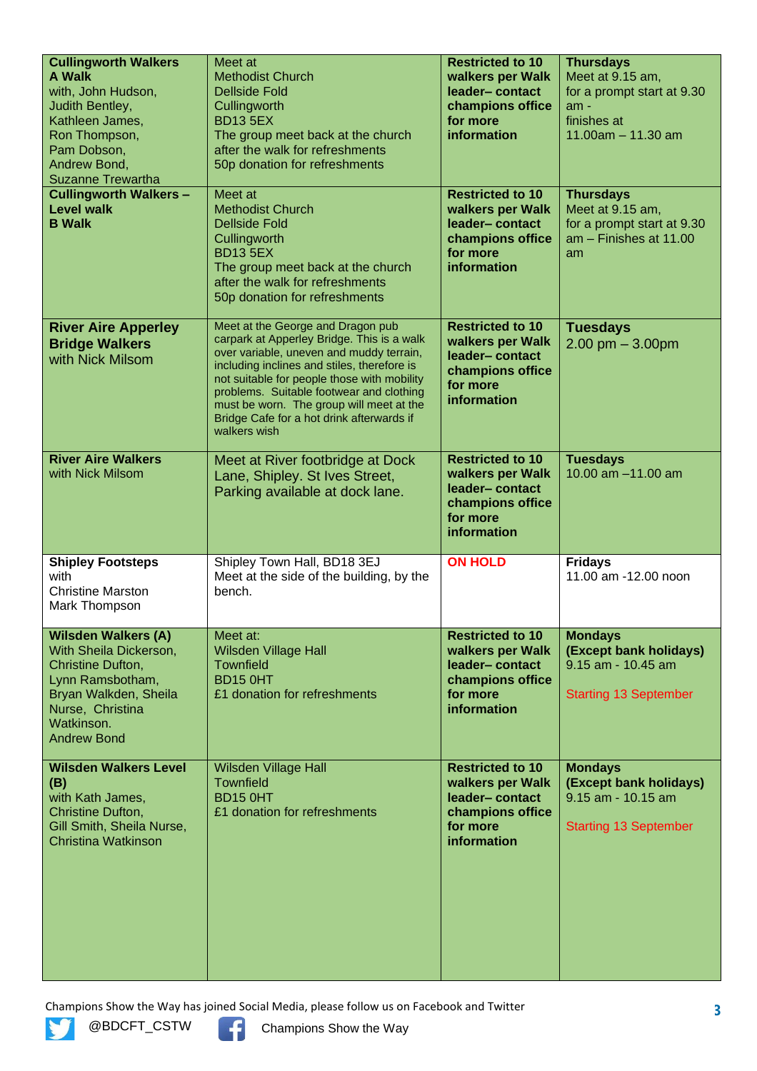| | | | |
|---|---|---|---|
| **Cullingworth Walkers A Walk** with, John Hudson, Judith Bentley, Kathleen James, Ron Thompson, Pam Dobson, Andrew Bond, Suzanne Trewartha | Meet at Methodist Church Dellside Fold Cullingworth BD13 5EX The group meet back at the church after the walk for refreshments 50p donation for refreshments | **Restricted to 10 walkers per Walk leader– contact champions office for more information** | **Thursdays** Meet at 9.15 am, for a prompt start at 9.30 am - finishes at 11.00am – 11.30 am |
| **Cullingworth Walkers – Level walk B Walk** | Meet at Methodist Church Dellside Fold Cullingworth BD13 5EX The group meet back at the church after the walk for refreshments 50p donation for refreshments | **Restricted to 10 walkers per Walk leader– contact champions office for more information** | **Thursdays** Meet at 9.15 am, for a prompt start at 9.30 am – Finishes at 11.00 am |
| **River Aire Apperley Bridge Walkers** with Nick Milsom | Meet at the George and Dragon pub carpark at Apperley Bridge. This is a walk over variable, uneven and muddy terrain, including inclines and stiles, therefore is not suitable for people those with mobility problems. Suitable footwear and clothing must be worn. The group will meet at the Bridge Cafe for a hot drink afterwards if walkers wish | **Restricted to 10 walkers per Walk leader– contact champions office for more information** | **Tuesdays** 2.00 pm – 3.00pm |
| **River Aire Walkers** with Nick Milsom | Meet at River footbridge at Dock Lane, Shipley. St Ives Street, Parking available at dock lane. | **Restricted to 10 walkers per Walk leader– contact champions office for more information** | **Tuesdays** 10.00 am –11.00 am |
| **Shipley Footsteps** with Christine Marston Mark Thompson | Shipley Town Hall, BD18 3EJ Meet at the side of the building, by the bench. | **ON HOLD** | **Fridays** 11.00 am -12.00 noon |
| **Wilsden Walkers (A)** With Sheila Dickerson, Christine Dufton, Lynn Ramsbotham, Bryan Walkden, Sheila Nurse, Christina Watkinson. Andrew Bond | Meet at: Wilsden Village Hall Townfield BD15 0HT £1 donation for refreshments | **Restricted to 10 walkers per Walk leader– contact champions office for more information** | **Mondays (Except bank holidays)** 9.15 am - 10.45 am Starting 13 September |
| **Wilsden Walkers Level (B)** with Kath James, Christine Dufton, Gill Smith, Sheila Nurse, Christina Watkinson | Wilsden Village Hall Townfield BD15 0HT £1 donation for refreshments | **Restricted to 10 walkers per Walk leader– contact champions office for more information** | **Mondays (Except bank holidays)** 9.15 am - 10.15 am Starting 13 September |

Champions Show the Way has joined Social Media, please follow us on Facebook and Twitter

@BDCFT_CSTW Champions Show the Way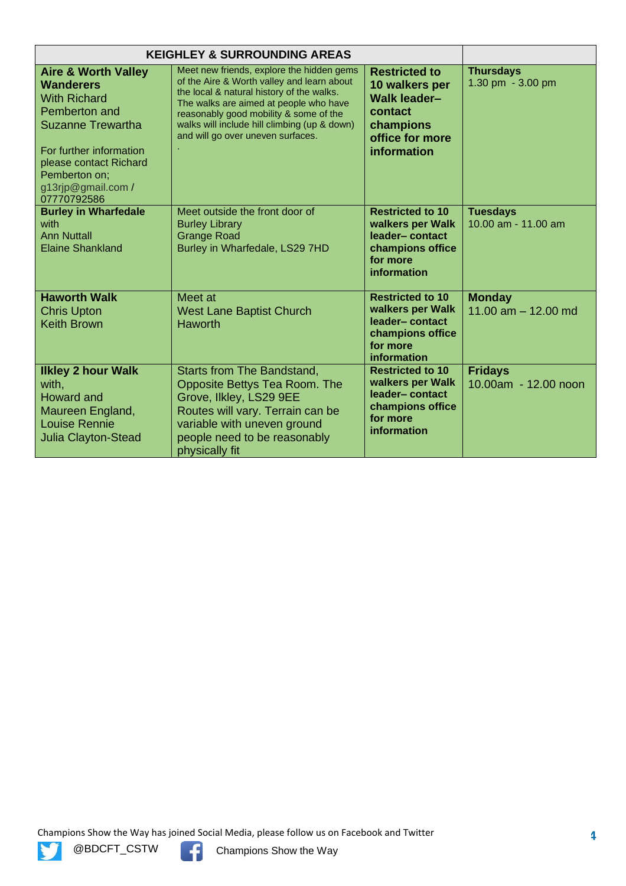| KEIGHLEY & SURROUNDING AREAS | | | |
|---|---|---|---|
| **Aire & Worth Valley Wanderers** With Richard Pemberton and Suzanne Trewartha<br><br>For further information please contact Richard Pemberton on; g13rjp@gmail.com / 07770792586 | Meet new friends, explore the hidden gems of the Aire & Worth valley and learn about the local & natural history of the walks. The walks are aimed at people who have reasonably good mobility & some of the walks will include hill climbing (up & down) and will go over uneven surfaces.<br>. | **Restricted to 10 walkers per Walk leader– contact champions office for more information** | **Thursdays** 1.30 pm - 3.00 pm |
| **Burley in Wharfedale** with Ann Nuttall Elaine Shankland | Meet outside the front door of Burley Library Grange Road Burley in Wharfedale, LS29 7HD | **Restricted to 10 walkers per Walk leader– contact champions office for more information** | **Tuesdays** 10.00 am - 11.00 am |
| **Haworth Walk** Chris Upton Keith Brown | Meet at West Lane Baptist Church Haworth | **Restricted to 10 walkers per Walk leader– contact champions office for more information** | **Monday** 11.00 am – 12.00 md |
| **Ilkley 2 hour Walk** with, Howard and Maureen England, Louise Rennie Julia Clayton-Stead | Starts from The Bandstand, Opposite Bettys Tea Room. The Grove, Ilkley, LS29 9EE Routes will vary. Terrain can be variable with uneven ground people need to be reasonably physically fit | **Restricted to 10 walkers per Walk leader– contact champions office for more information** | **Fridays** 10.00am - 12.00 noon |

Champions Show the Way has joined Social Media, please follow us on Facebook and Twitter

@BDCFT_CSTW Champions Show the Way